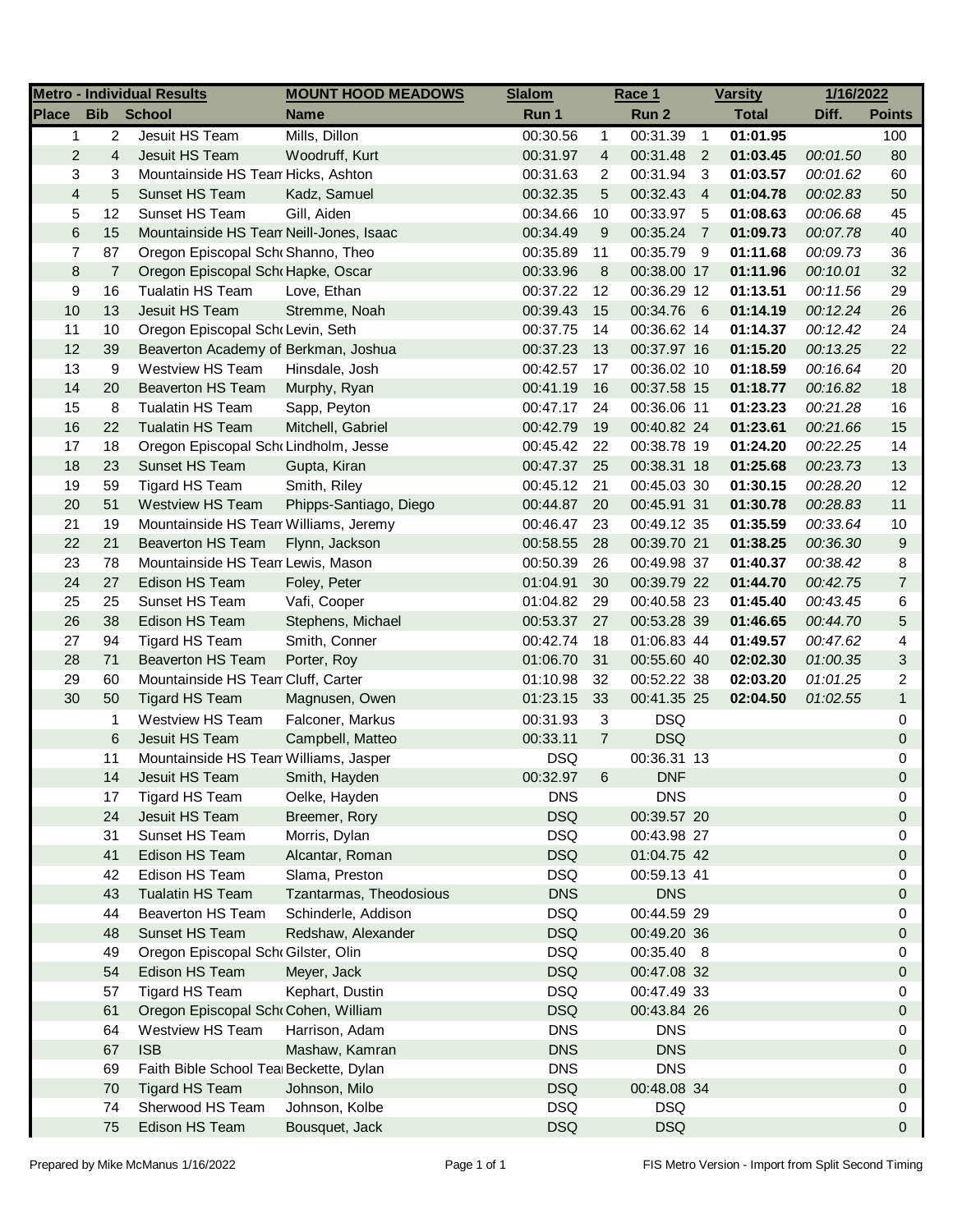| Metro - Individual Results | | | MOUNT HOOD MEADOWS | Slalom | | Race 1 | | Varsity | 1/16/2022 | |
|---|---|---|---|---|---|---|---|---|---|---|
| Place | Bib | School | Name | Run 1 | | Run 2 | | Total | Diff. | Points |
| 1 | 2 | Jesuit HS Team | Mills, Dillon | 00:30.56 | 1 | 00:31.39 | 1 | **01:01.95** | | 100 |
| 2 | 4 | Jesuit HS Team | Woodruff, Kurt | 00:31.97 | 4 | 00:31.48 | 2 | **01:03.45** | *00:01.50* | 80 |
| 3 | 3 | Mountainside HS Tean | Hicks, Ashton | 00:31.63 | 2 | 00:31.94 | 3 | **01:03.57** | *00:01.62* | 60 |
| 4 | 5 | Sunset HS Team | Kadz, Samuel | 00:32.35 | 5 | 00:32.43 | 4 | **01:04.78** | *00:02.83* | 50 |
| 5 | 12 | Sunset HS Team | Gill, Aiden | 00:34.66 | 10 | 00:33.97 | 5 | **01:08.63** | *00:06.68* | 45 |
| 6 | 15 | Mountainside HS Tean | Neill-Jones, Isaac | 00:34.49 | 9 | 00:35.24 | 7 | **01:09.73** | *00:07.78* | 40 |
| 7 | 87 | Oregon Episcopal Sch | Shanno, Theo | 00:35.89 | 11 | 00:35.79 | 9 | **01:11.68** | *00:09.73* | 36 |
| 8 | 7 | Oregon Episcopal Sch | Hapke, Oscar | 00:33.96 | 8 | 00:38.00 | 17 | **01:11.96** | *00:10.01* | 32 |
| 9 | 16 | Tualatin HS Team | Love, Ethan | 00:37.22 | 12 | 00:36.29 | 12 | **01:13.51** | *00:11.56* | 29 |
| 10 | 13 | Jesuit HS Team | Stremme, Noah | 00:39.43 | 15 | 00:34.76 | 6 | **01:14.19** | *00:12.24* | 26 |
| 11 | 10 | Oregon Episcopal Sch | Levin, Seth | 00:37.75 | 14 | 00:36.62 | 14 | **01:14.37** | *00:12.42* | 24 |
| 12 | 39 | Beaverton Academy of | Berkman, Joshua | 00:37.23 | 13 | 00:37.97 | 16 | **01:15.20** | *00:13.25* | 22 |
| 13 | 9 | Westview HS Team | Hinsdale, Josh | 00:42.57 | 17 | 00:36.02 | 10 | **01:18.59** | *00:16.64* | 20 |
| 14 | 20 | Beaverton HS Team | Murphy, Ryan | 00:41.19 | 16 | 00:37.58 | 15 | **01:18.77** | *00:16.82* | 18 |
| 15 | 8 | Tualatin HS Team | Sapp, Peyton | 00:47.17 | 24 | 00:36.06 | 11 | **01:23.23** | *00:21.28* | 16 |
| 16 | 22 | Tualatin HS Team | Mitchell, Gabriel | 00:42.79 | 19 | 00:40.82 | 24 | **01:23.61** | *00:21.66* | 15 |
| 17 | 18 | Oregon Episcopal Sch | Lindholm, Jesse | 00:45.42 | 22 | 00:38.78 | 19 | **01:24.20** | *00:22.25* | 14 |
| 18 | 23 | Sunset HS Team | Gupta, Kiran | 00:47.37 | 25 | 00:38.31 | 18 | **01:25.68** | *00:23.73* | 13 |
| 19 | 59 | Tigard HS Team | Smith, Riley | 00:45.12 | 21 | 00:45.03 | 30 | **01:30.15** | *00:28.20* | 12 |
| 20 | 51 | Westview HS Team | Phipps-Santiago, Diego | 00:44.87 | 20 | 00:45.91 | 31 | **01:30.78** | *00:28.83* | 11 |
| 21 | 19 | Mountainside HS Tean | Williams, Jeremy | 00:46.47 | 23 | 00:49.12 | 35 | **01:35.59** | *00:33.64* | 10 |
| 22 | 21 | Beaverton HS Team | Flynn, Jackson | 00:58.55 | 28 | 00:39.70 | 21 | **01:38.25** | *00:36.30* | 9 |
| 23 | 78 | Mountainside HS Tean | Lewis, Mason | 00:50.39 | 26 | 00:49.98 | 37 | **01:40.37** | *00:38.42* | 8 |
| 24 | 27 | Edison HS Team | Foley, Peter | 01:04.91 | 30 | 00:39.79 | 22 | **01:44.70** | *00:42.75* | 7 |
| 25 | 25 | Sunset HS Team | Vafi, Cooper | 01:04.82 | 29 | 00:40.58 | 23 | **01:45.40** | *00:43.45* | 6 |
| 26 | 38 | Edison HS Team | Stephens, Michael | 00:53.37 | 27 | 00:53.28 | 39 | **01:46.65** | *00:44.70* | 5 |
| 27 | 94 | Tigard HS Team | Smith, Conner | 00:42.74 | 18 | 01:06.83 | 44 | **01:49.57** | *00:47.62* | 4 |
| 28 | 71 | Beaverton HS Team | Porter, Roy | 01:06.70 | 31 | 00:55.60 | 40 | **02:02.30** | *01:00.35* | 3 |
| 29 | 60 | Mountainside HS Tean | Cluff, Carter | 01:10.98 | 32 | 00:52.22 | 38 | **02:03.20** | *01:01.25* | 2 |
| 30 | 50 | Tigard HS Team | Magnusen, Owen | 01:23.15 | 33 | 00:41.35 | 25 | **02:04.50** | *01:02.55* | 1 |
| | 1 | Westview HS Team | Falconer, Markus | 00:31.93 | 3 | DSQ | | | | 0 |
| | 6 | Jesuit HS Team | Campbell, Matteo | 00:33.11 | 7 | DSQ | | | | 0 |
| | 11 | Mountainside HS Tean | Williams, Jasper | DSQ | | 00:36.31 | 13 | | | 0 |
| | 14 | Jesuit HS Team | Smith, Hayden | 00:32.97 | 6 | DNF | | | | 0 |
| | 17 | Tigard HS Team | Oelke, Hayden | DNS | | DNS | | | | 0 |
| | 24 | Jesuit HS Team | Breemer, Rory | DSQ | | 00:39.57 | 20 | | | 0 |
| | 31 | Sunset HS Team | Morris, Dylan | DSQ | | 00:43.98 | 27 | | | 0 |
| | 41 | Edison HS Team | Alcantar, Roman | DSQ | | 01:04.75 | 42 | | | 0 |
| | 42 | Edison HS Team | Slama, Preston | DSQ | | 00:59.13 | 41 | | | 0 |
| | 43 | Tualatin HS Team | Tzantarmas, Theodosious | DNS | | DNS | | | | 0 |
| | 44 | Beaverton HS Team | Schinderle, Addison | DSQ | | 00:44.59 | 29 | | | 0 |
| | 48 | Sunset HS Team | Redshaw, Alexander | DSQ | | 00:49.20 | 36 | | | 0 |
| | 49 | Oregon Episcopal Sch | Gilster, Olin | DSQ | | 00:35.40 | 8 | | | 0 |
| | 54 | Edison HS Team | Meyer, Jack | DSQ | | 00:47.08 | 32 | | | 0 |
| | 57 | Tigard HS Team | Kephart, Dustin | DSQ | | 00:47.49 | 33 | | | 0 |
| | 61 | Oregon Episcopal Sch | Cohen, William | DSQ | | 00:43.84 | 26 | | | 0 |
| | 64 | Westview HS Team | Harrison, Adam | DNS | | DNS | | | | 0 |
| | 67 | ISB | Mashaw, Kamran | DNS | | DNS | | | | 0 |
| | 69 | Faith Bible School Tea | Beckette, Dylan | DNS | | DNS | | | | 0 |
| | 70 | Tigard HS Team | Johnson, Milo | DSQ | | 00:48.08 | 34 | | | 0 |
| | 74 | Sherwood HS Team | Johnson, Kolbe | DSQ | | DSQ | | | | 0 |
| | 75 | Edison HS Team | Bousquet, Jack | DSQ | | DSQ | | | | 0 |

Prepared by Mike McManus 1/16/2022

FIS Metro Version - Import from Split Second Timing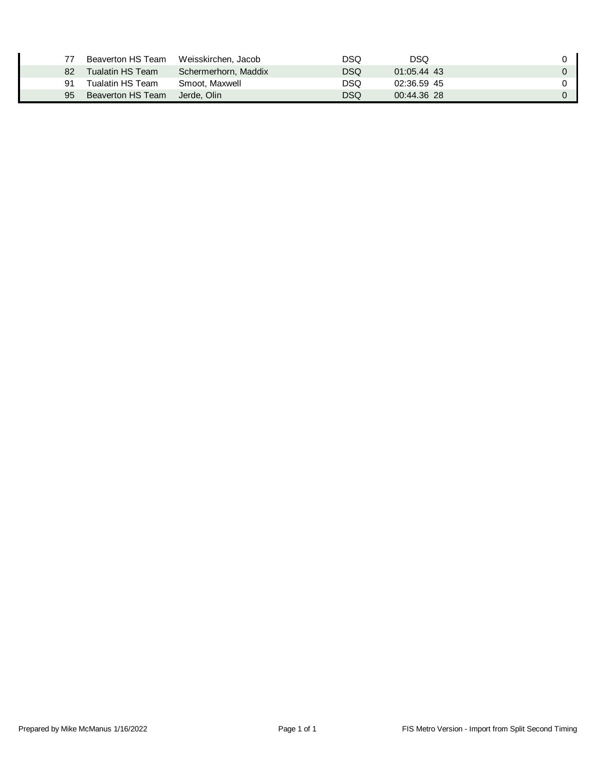| | | | | | |
|---|---|---|---|---|---|
| 77 | Beaverton HS Team | Weisskirchen, Jacob | DSQ | DSQ | 0 |
| 82 | Tualatin HS Team | Schermerhorn, Maddix | DSQ | 01:05.44 43 | 0 |
| 91 | Tualatin HS Team | Smoot, Maxwell | DSQ | 02:36.59 45 | 0 |
| 95 | Beaverton HS Team | Jerde, Olin | DSQ | 00:44.36 28 | 0 |

Prepared by Mike McManus 1/16/2022

FIS Metro Version - Import from Split Second Timing